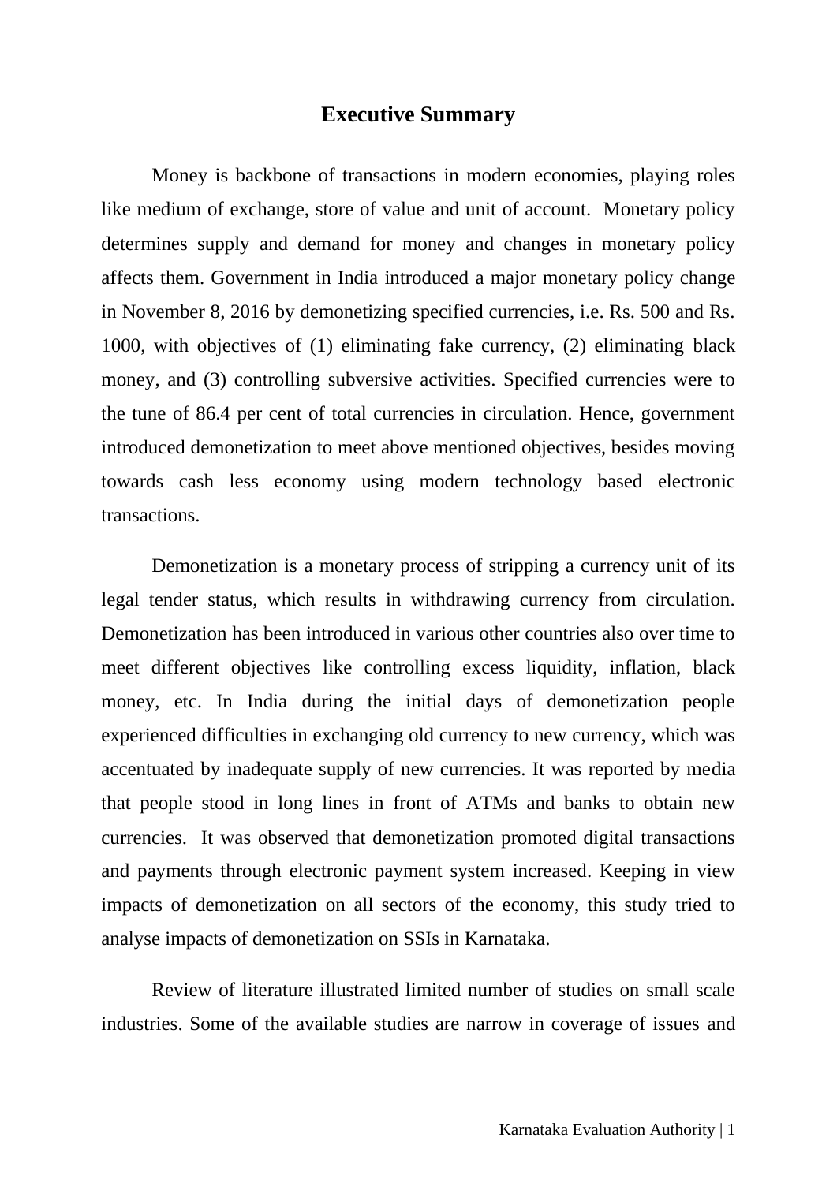# Executive Summary

Money is backbone of transactions in modern economies, playing roles like medium of exchange, store of value and unit of account. Monetary policy determines supply and demand for money and changes in monetary policy affects them. Government in India introduced a major monetary policy change in November 8, 2016 by demonetizing specified currencies, i.e. Rs. 500 and Rs. 1000, with objectives of (1) eliminating fake currency, (2) eliminating black money, and (3) controlling subversive activities. Specified currencies were to the tune of 86.4 per cent of total currencies in circulation. Hence, government introduced demonetization to meet above mentioned objectives, besides moving towards cash less economy using modern technology based electronic transactions.

Demonetization is a monetary process of stripping a currency unit of its legal tender status, which results in withdrawing currency from circulation. Demonetization has been introduced in various other countries also over time to meet different objectives like controlling excess liquidity, inflation, black money, etc. In India during the initial days of demonetization people experienced difficulties in exchanging old currency to new currency, which was accentuated by inadequate supply of new currencies. It was reported by media that people stood in long lines in front of ATMs and banks to obtain new currencies. It was observed that demonetization promoted digital transactions and payments through electronic payment system increased. Keeping in view impacts of demonetization on all sectors of the economy, this study tried to analyse impacts of demonetization on SSIs in Karnataka.

Review of literature illustrated limited number of studies on small scale industries. Some of the available studies are narrow in coverage of issues and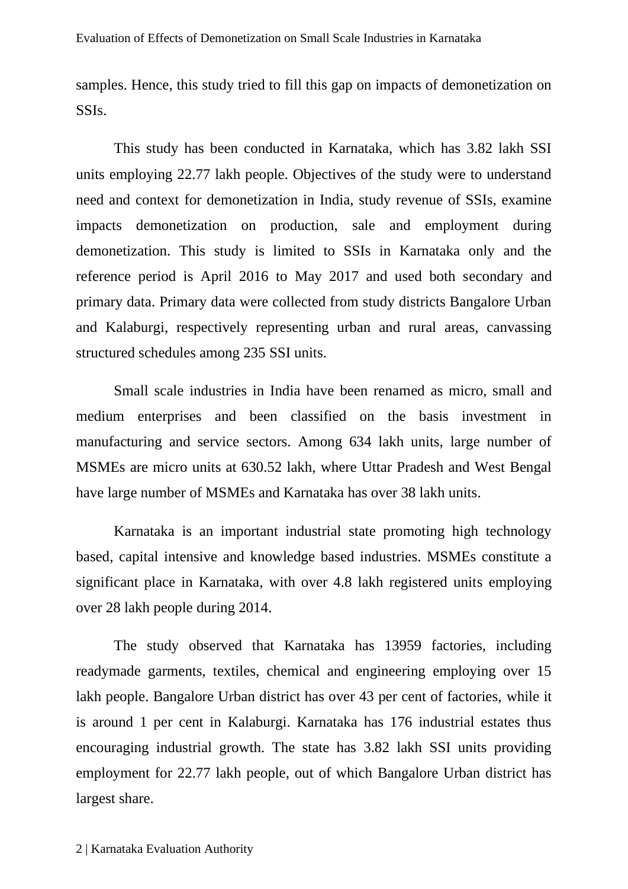samples. Hence, this study tried to fill this gap on impacts of demonetization on SSIs.

This study has been conducted in Karnataka, which has 3.82 lakh SSI units employing 22.77 lakh people. Objectives of the study were to understand need and context for demonetization in India, study revenue of SSIs, examine impacts demonetization on production, sale and employment during demonetization. This study is limited to SSIs in Karnataka only and the reference period is April 2016 to May 2017 and used both secondary and primary data. Primary data were collected from study districts Bangalore Urban and Kalaburgi, respectively representing urban and rural areas, canvassing structured schedules among 235 SSI units.

Small scale industries in India have been renamed as micro, small and medium enterprises and been classified on the basis investment in manufacturing and service sectors. Among 634 lakh units, large number of MSMEs are micro units at 630.52 lakh, where Uttar Pradesh and West Bengal have large number of MSMEs and Karnataka has over 38 lakh units.

Karnataka is an important industrial state promoting high technology based, capital intensive and knowledge based industries. MSMEs constitute a significant place in Karnataka, with over 4.8 lakh registered units employing over 28 lakh people during 2014.

The study observed that Karnataka has 13959 factories, including readymade garments, textiles, chemical and engineering employing over 15 lakh people. Bangalore Urban district has over 43 per cent of factories, while it is around 1 per cent in Kalaburgi. Karnataka has 176 industrial estates thus encouraging industrial growth. The state has 3.82 lakh SSI units providing employment for 22.77 lakh people, out of which Bangalore Urban district has largest share.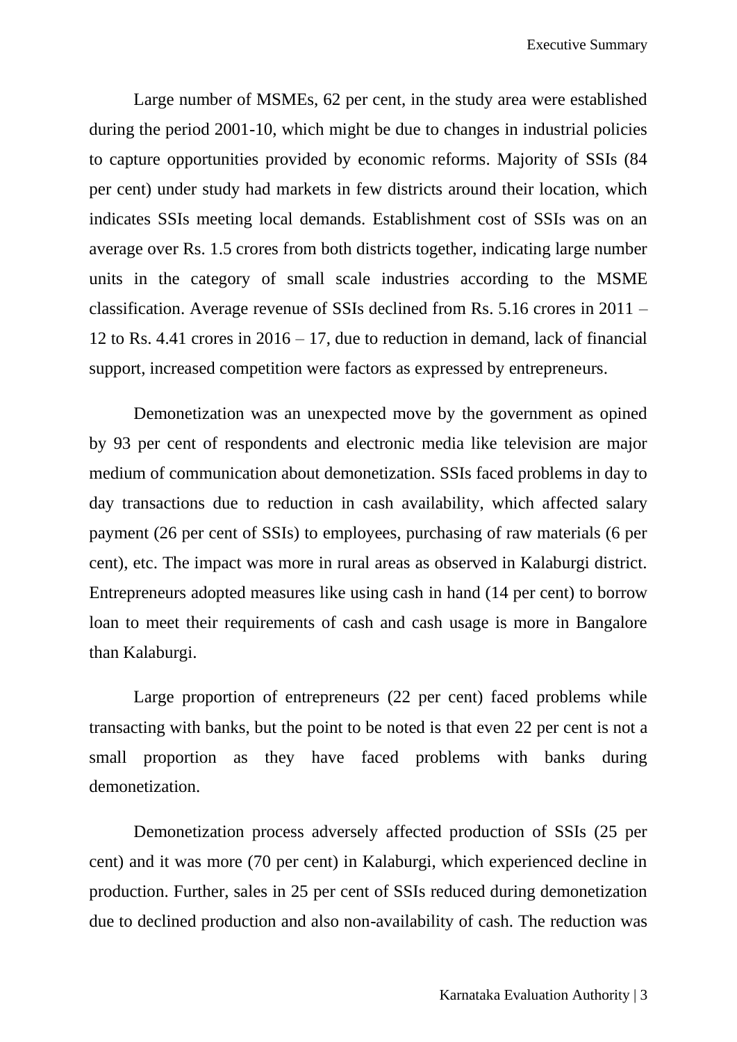Large number of MSMEs, 62 per cent, in the study area were established during the period 2001-10, which might be due to changes in industrial policies to capture opportunities provided by economic reforms. Majority of SSIs (84 per cent) under study had markets in few districts around their location, which indicates SSIs meeting local demands. Establishment cost of SSIs was on an average over Rs. 1.5 crores from both districts together, indicating large number units in the category of small scale industries according to the MSME classification. Average revenue of SSIs declined from Rs. 5.16 crores in 2011 – 12 to Rs. 4.41 crores in 2016 – 17, due to reduction in demand, lack of financial support, increased competition were factors as expressed by entrepreneurs.

Demonetization was an unexpected move by the government as opined by 93 per cent of respondents and electronic media like television are major medium of communication about demonetization. SSIs faced problems in day to day transactions due to reduction in cash availability, which affected salary payment (26 per cent of SSIs) to employees, purchasing of raw materials (6 per cent), etc. The impact was more in rural areas as observed in Kalaburgi district. Entrepreneurs adopted measures like using cash in hand (14 per cent) to borrow loan to meet their requirements of cash and cash usage is more in Bangalore than Kalaburgi.

Large proportion of entrepreneurs (22 per cent) faced problems while transacting with banks, but the point to be noted is that even 22 per cent is not a small proportion as they have faced problems with banks during demonetization.

Demonetization process adversely affected production of SSIs (25 per cent) and it was more (70 per cent) in Kalaburgi, which experienced decline in production. Further, sales in 25 per cent of SSIs reduced during demonetization due to declined production and also non-availability of cash. The reduction was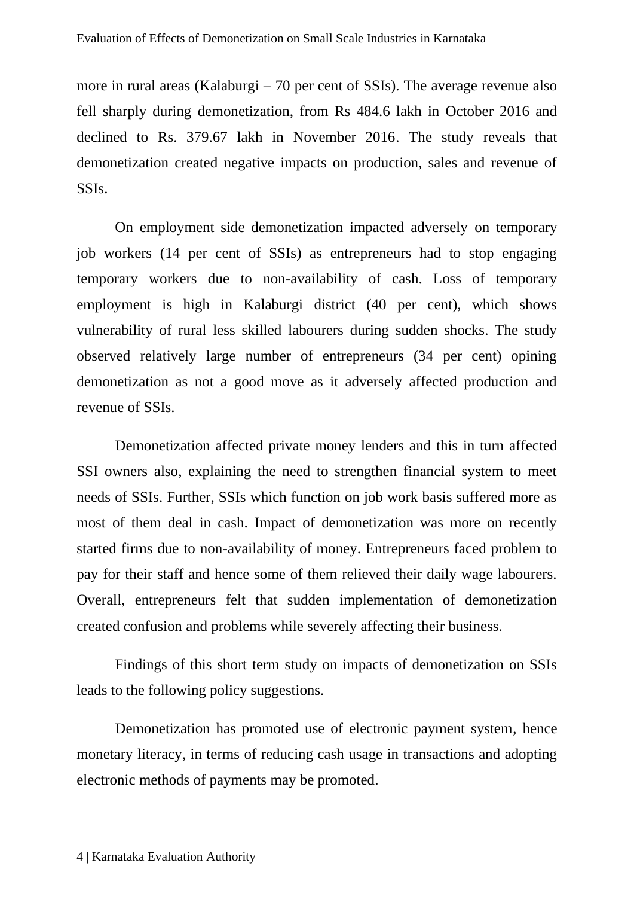more in rural areas (Kalaburgi – 70 per cent of SSIs). The average revenue also fell sharply during demonetization, from Rs 484.6 lakh in October 2016 and declined to Rs. 379.67 lakh in November 2016. The study reveals that demonetization created negative impacts on production, sales and revenue of SSIs.

On employment side demonetization impacted adversely on temporary job workers (14 per cent of SSIs) as entrepreneurs had to stop engaging temporary workers due to non-availability of cash. Loss of temporary employment is high in Kalaburgi district (40 per cent), which shows vulnerability of rural less skilled labourers during sudden shocks. The study observed relatively large number of entrepreneurs (34 per cent) opining demonetization as not a good move as it adversely affected production and revenue of SSIs.

Demonetization affected private money lenders and this in turn affected SSI owners also, explaining the need to strengthen financial system to meet needs of SSIs. Further, SSIs which function on job work basis suffered more as most of them deal in cash. Impact of demonetization was more on recently started firms due to non-availability of money. Entrepreneurs faced problem to pay for their staff and hence some of them relieved their daily wage labourers. Overall, entrepreneurs felt that sudden implementation of demonetization created confusion and problems while severely affecting their business.

Findings of this short term study on impacts of demonetization on SSIs leads to the following policy suggestions.

Demonetization has promoted use of electronic payment system, hence monetary literacy, in terms of reducing cash usage in transactions and adopting electronic methods of payments may be promoted.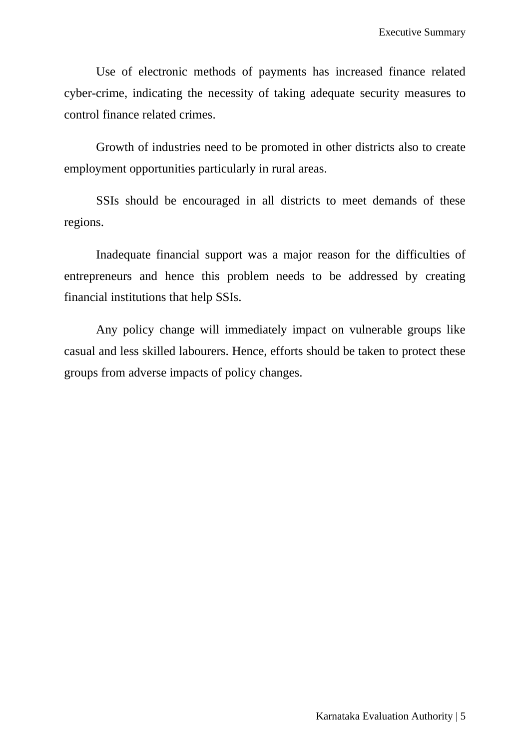Use of electronic methods of payments has increased finance related cyber-crime, indicating the necessity of taking adequate security measures to control finance related crimes.

Growth of industries need to be promoted in other districts also to create employment opportunities particularly in rural areas.

SSIs should be encouraged in all districts to meet demands of these regions.

Inadequate financial support was a major reason for the difficulties of entrepreneurs and hence this problem needs to be addressed by creating financial institutions that help SSIs.

Any policy change will immediately impact on vulnerable groups like casual and less skilled labourers. Hence, efforts should be taken to protect these groups from adverse impacts of policy changes.